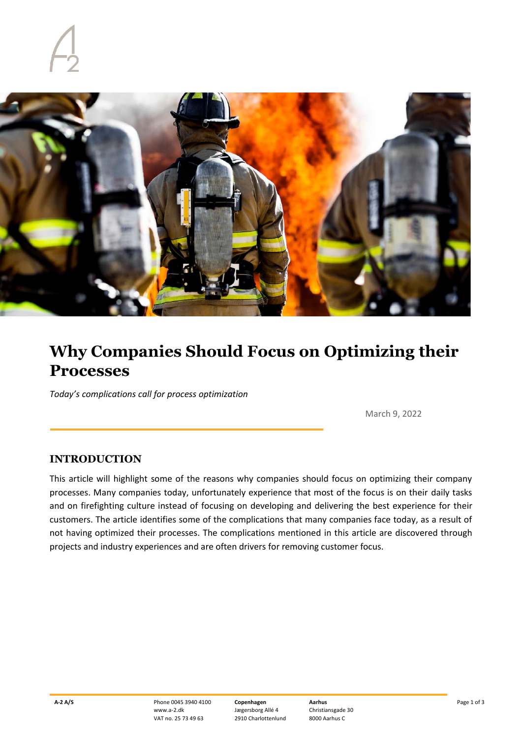# Why Companies Should Focus on Optimizing their Processes

*Today's complications call for process optimization*

March 9, 2022

## INTRODUCTION

This article will highlight some of the reasons why companies should focus on optimizing their company processes. Many companies today, unfortunately experience that most of the focus is on their daily tasks and on firefighting culture instead of focusing on developing and delivering the best experience for their customers. The article identifies some of the complications that many companies face today, as a result of not having optimized their processes. The complications mentioned in this article are discovered through projects and industry experiences and are often drivers for removing customer focus.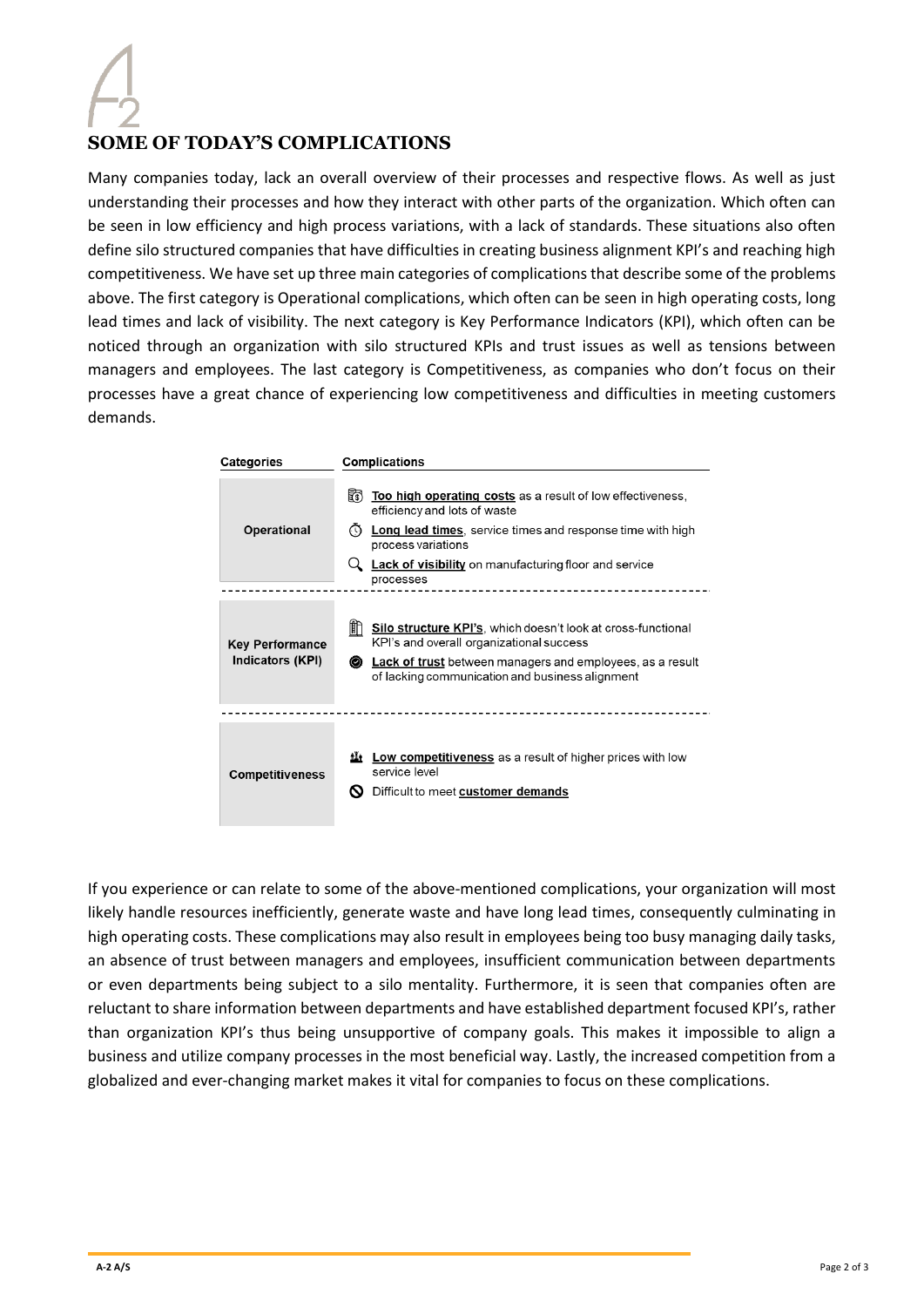# SOME OF TODAY'S COMPLICATIONS

Many companies today, lack an overall overview of their processes and respective flows. As well as just understanding their processes and how they interact with other parts of the organization. Which often can be seen in low efficiency and high process variations, with a lack of standards. These situations also often define silo structured companies that have difficulties in creating business alignment KPI's and reaching high competitiveness. We have set up three main categories of complications that describe some of the problems above. The first category is Operational complications, which often can be seen in high operating costs, long lead times and lack of visibility. The next category is Key Performance Indicators (KPI), which often can be noticed through an organization with silo structured KPIs and trust issues as well as tensions between managers and employees. The last category is Competitiveness, as companies who don't focus on their processes have a great chance of experiencing low competitiveness and difficulties in meeting customers demands.

| Categories | Complications |
|---|---|
| Operational | **Too high operating costs** as a result of low effectiveness, efficiency and lots of waste<br>**Long lead times**, service times and response time with high process variations<br>**Lack of visibility** on manufacturing floor and service processes |
| Key Performance Indicators (KPI) | **Silo structure KPI's**, which doesn't look at cross-functional KPI's and overall organizational success<br>**Lack of trust** between managers and employees, as a result of lacking communication and business alignment |
| Competitiveness | **Low competitiveness** as a result of higher prices with low service level<br>Difficult to meet **customer demands** |

If you experience or can relate to some of the above-mentioned complications, your organization will most likely handle resources inefficiently, generate waste and have long lead times, consequently culminating in high operating costs. These complications may also result in employees being too busy managing daily tasks, an absence of trust between managers and employees, insufficient communication between departments or even departments being subject to a silo mentality. Furthermore, it is seen that companies often are reluctant to share information between departments and have established department focused KPI's, rather than organization KPI's thus being unsupportive of company goals. This makes it impossible to align a business and utilize company processes in the most beneficial way. Lastly, the increased competition from a globalized and ever-changing market makes it vital for companies to focus on these complications.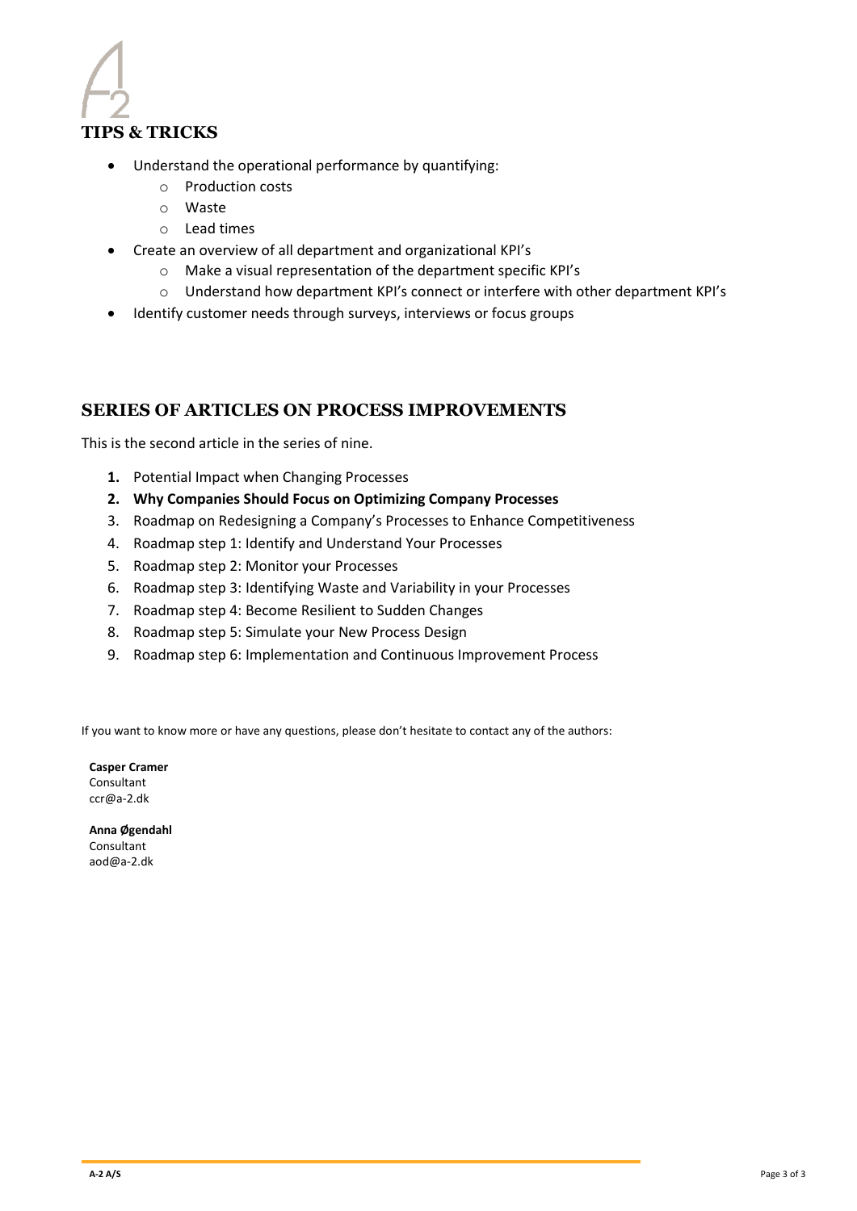## TIPS & TRICKS

- Understand the operational performance by quantifying:
  - Production costs
  - Waste
  - Lead times
- Create an overview of all department and organizational KPI's
  - Make a visual representation of the department specific KPI's
  - Understand how department KPI's connect or interfere with other department KPI's
- Identify customer needs through surveys, interviews or focus groups

## SERIES OF ARTICLES ON PROCESS IMPROVEMENTS

This is the second article in the series of nine.

1. Potential Impact when Changing Processes
2. **Why Companies Should Focus on Optimizing Company Processes**
3. Roadmap on Redesigning a Company's Processes to Enhance Competitiveness
4. Roadmap step 1: Identify and Understand Your Processes
5. Roadmap step 2: Monitor your Processes
6. Roadmap step 3: Identifying Waste and Variability in your Processes
7. Roadmap step 4: Become Resilient to Sudden Changes
8. Roadmap step 5: Simulate your New Process Design
9. Roadmap step 6: Implementation and Continuous Improvement Process

If you want to know more or have any questions, please don't hesitate to contact any of the authors:

**Casper Cramer**
Consultant
ccr@a-2.dk

**Anna Øgendahl**
Consultant
aod@a-2.dk